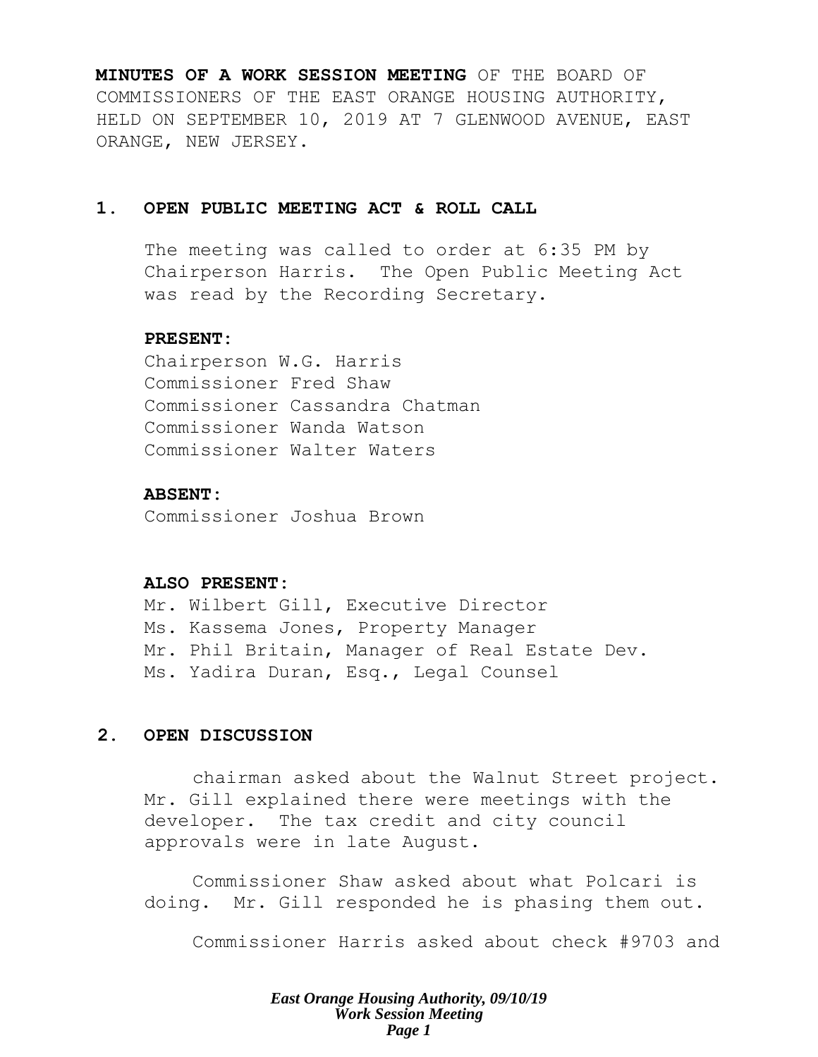**MINUTES OF A WORK SESSION MEETING** OF THE BOARD OF COMMISSIONERS OF THE EAST ORANGE HOUSING AUTHORITY, HELD ON SEPTEMBER 10, 2019 AT 7 GLENWOOD AVENUE, EAST ORANGE, NEW JERSEY.

## 1. OPEN PUBLIC MEETING ACT & ROLL CALL

The meeting was called to order at 6:35 PM by Chairperson Harris. The Open Public Meeting Act was read by the Recording Secretary.

**PRESENT:**
Chairperson W.G. Harris
Commissioner Fred Shaw
Commissioner Cassandra Chatman
Commissioner Wanda Watson
Commissioner Walter Waters

**ABSENT:**
Commissioner Joshua Brown

**ALSO PRESENT:**
Mr. Wilbert Gill, Executive Director
Ms. Kassema Jones, Property Manager
Mr. Phil Britain, Manager of Real Estate Dev.
Ms. Yadira Duran, Esq., Legal Counsel

## 2. OPEN DISCUSSION

chairman asked about the Walnut Street project. Mr. Gill explained there were meetings with the developer. The tax credit and city council approvals were in late August.

Commissioner Shaw asked about what Polcari is doing. Mr. Gill responded he is phasing them out.

Commissioner Harris asked about check #9703 and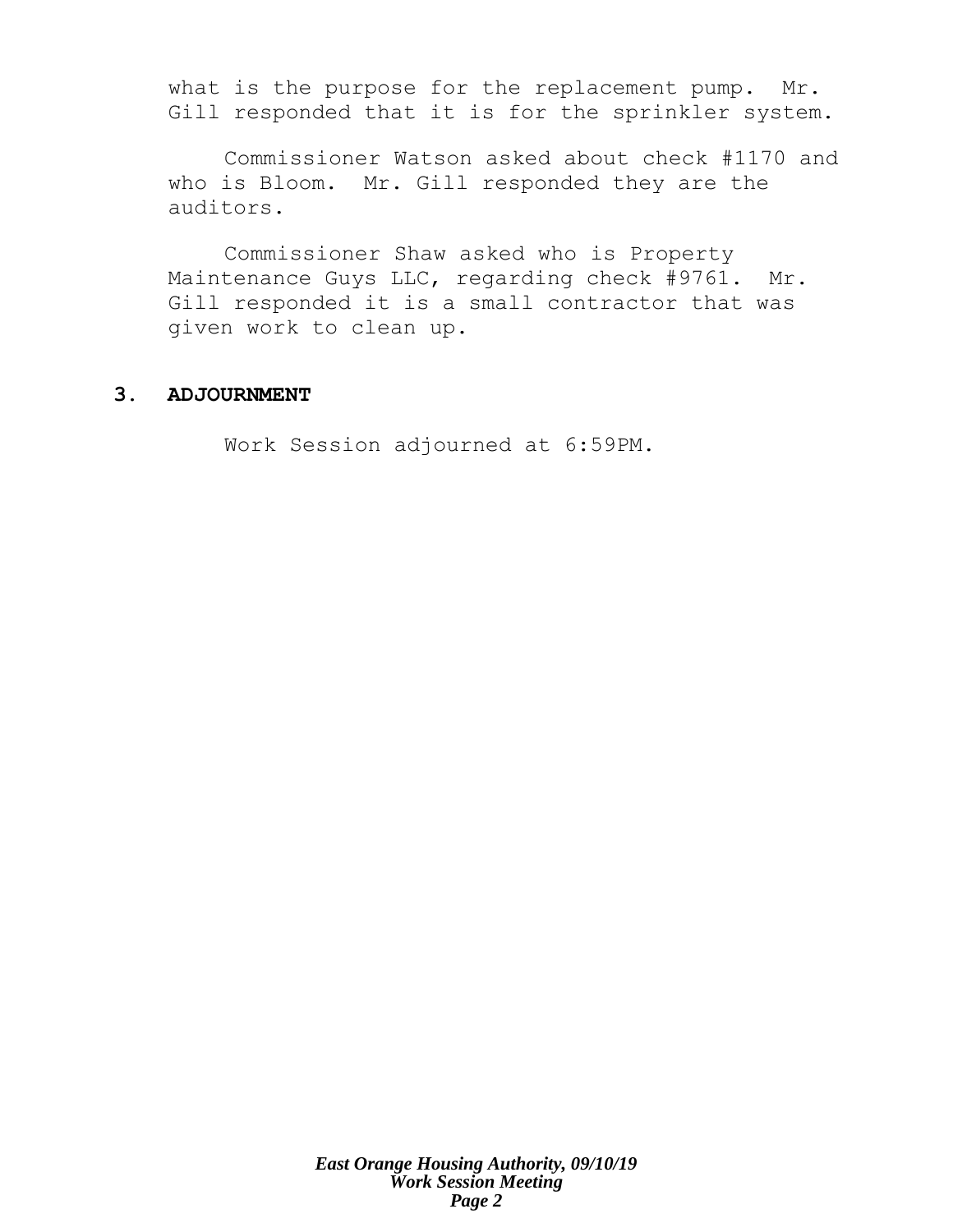what is the purpose for the replacement pump. Mr. Gill responded that it is for the sprinkler system.

Commissioner Watson asked about check #1170 and who is Bloom. Mr. Gill responded they are the auditors.

Commissioner Shaw asked who is Property Maintenance Guys LLC, regarding check #9761. Mr. Gill responded it is a small contractor that was given work to clean up.

## 3. ADJOURNMENT

Work Session adjourned at 6:59PM.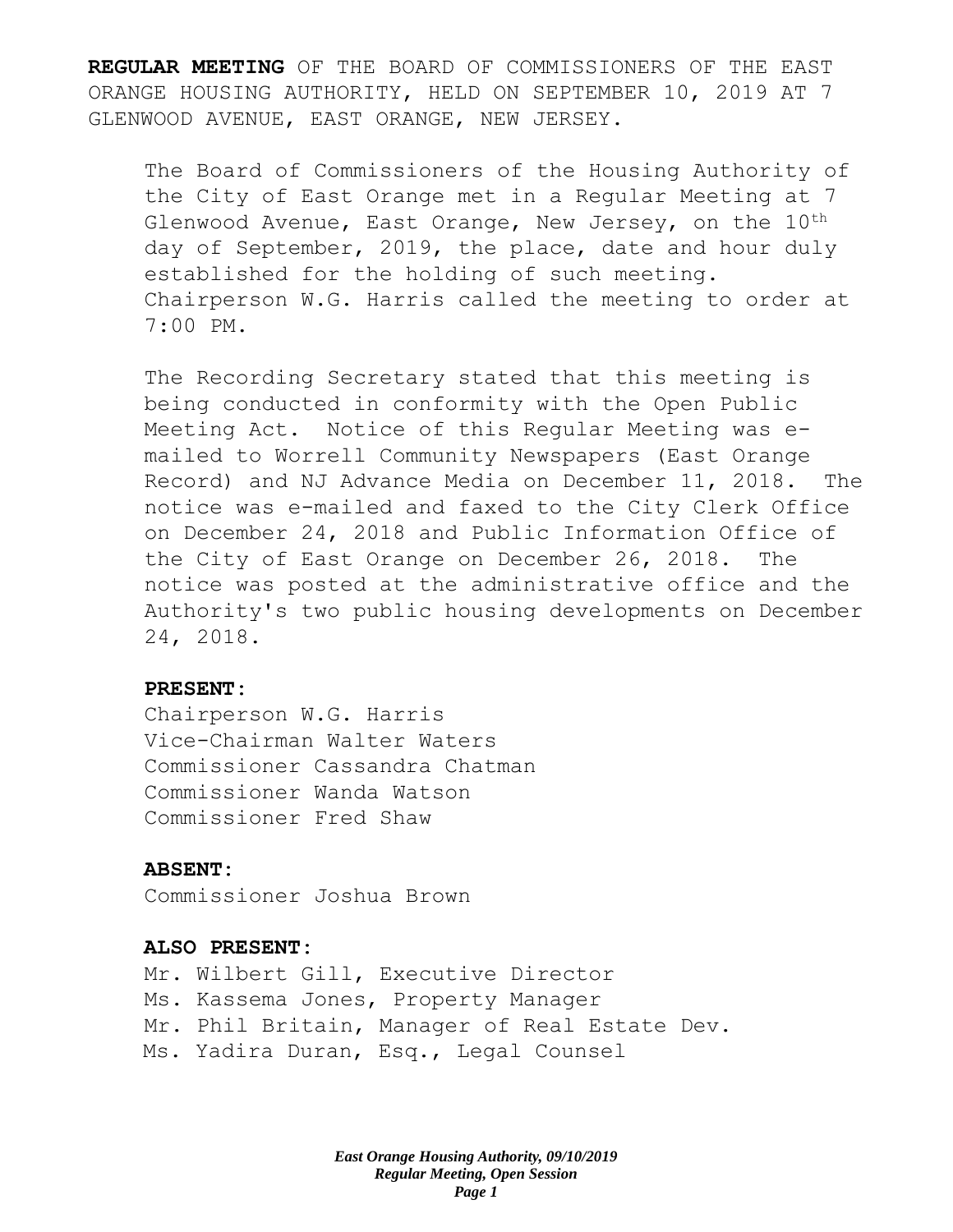**REGULAR MEETING** OF THE BOARD OF COMMISSIONERS OF THE EAST ORANGE HOUSING AUTHORITY, HELD ON SEPTEMBER 10, 2019 AT 7 GLENWOOD AVENUE, EAST ORANGE, NEW JERSEY.

The Board of Commissioners of the Housing Authority of the City of East Orange met in a Regular Meeting at 7 Glenwood Avenue, East Orange, New Jersey, on the 10th day of September, 2019, the place, date and hour duly established for the holding of such meeting. Chairperson W.G. Harris called the meeting to order at 7:00 PM.

The Recording Secretary stated that this meeting is being conducted in conformity with the Open Public Meeting Act. Notice of this Regular Meeting was e-mailed to Worrell Community Newspapers (East Orange Record) and NJ Advance Media on December 11, 2018. The notice was e-mailed and faxed to the City Clerk Office on December 24, 2018 and Public Information Office of the City of East Orange on December 26, 2018. The notice was posted at the administrative office and the Authority's two public housing developments on December 24, 2018.

**PRESENT:**

Chairperson W.G. Harris
Vice-Chairman Walter Waters
Commissioner Cassandra Chatman
Commissioner Wanda Watson
Commissioner Fred Shaw

**ABSENT:**

Commissioner Joshua Brown

**ALSO PRESENT:**

Mr. Wilbert Gill, Executive Director
Ms. Kassema Jones, Property Manager
Mr. Phil Britain, Manager of Real Estate Dev.
Ms. Yadira Duran, Esq., Legal Counsel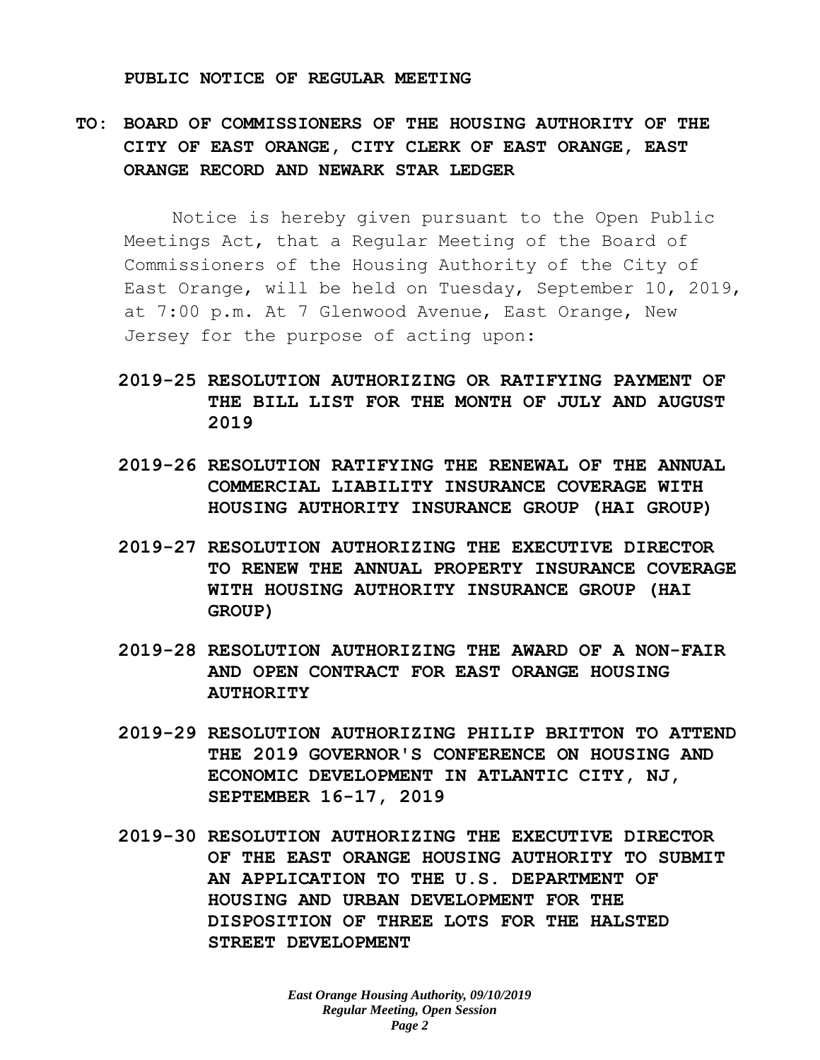**PUBLIC NOTICE OF REGULAR MEETING**

**TO: BOARD OF COMMISSIONERS OF THE HOUSING AUTHORITY OF THE CITY OF EAST ORANGE, CITY CLERK OF EAST ORANGE, EAST ORANGE RECORD AND NEWARK STAR LEDGER**

Notice is hereby given pursuant to the Open Public Meetings Act, that a Regular Meeting of the Board of Commissioners of the Housing Authority of the City of East Orange, will be held on Tuesday, September 10, 2019, at 7:00 p.m. At 7 Glenwood Avenue, East Orange, New Jersey for the purpose of acting upon:

**2019-25 RESOLUTION AUTHORIZING OR RATIFYING PAYMENT OF THE BILL LIST FOR THE MONTH OF JULY AND AUGUST 2019**

**2019-26 RESOLUTION RATIFYING THE RENEWAL OF THE ANNUAL COMMERCIAL LIABILITY INSURANCE COVERAGE WITH HOUSING AUTHORITY INSURANCE GROUP (HAI GROUP)**

**2019-27 RESOLUTION AUTHORIZING THE EXECUTIVE DIRECTOR TO RENEW THE ANNUAL PROPERTY INSURANCE COVERAGE WITH HOUSING AUTHORITY INSURANCE GROUP (HAI GROUP)**

**2019-28 RESOLUTION AUTHORIZING THE AWARD OF A NON-FAIR AND OPEN CONTRACT FOR EAST ORANGE HOUSING AUTHORITY**

**2019-29 RESOLUTION AUTHORIZING PHILIP BRITTON TO ATTEND THE 2019 GOVERNOR'S CONFERENCE ON HOUSING AND ECONOMIC DEVELOPMENT IN ATLANTIC CITY, NJ, SEPTEMBER 16-17, 2019**

**2019-30 RESOLUTION AUTHORIZING THE EXECUTIVE DIRECTOR OF THE EAST ORANGE HOUSING AUTHORITY TO SUBMIT AN APPLICATION TO THE U.S. DEPARTMENT OF HOUSING AND URBAN DEVELOPMENT FOR THE DISPOSITION OF THREE LOTS FOR THE HALSTED STREET DEVELOPMENT**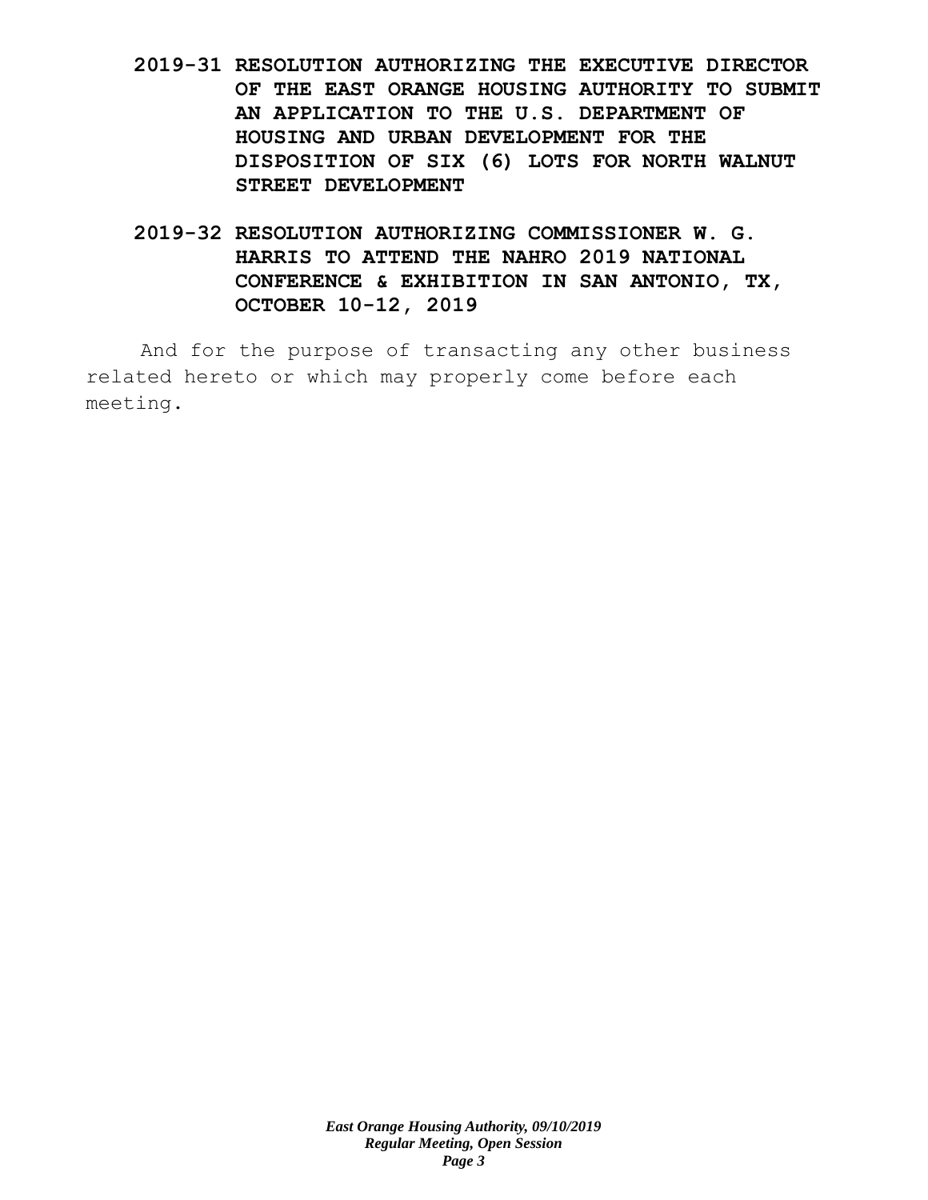**2019-31 RESOLUTION AUTHORIZING THE EXECUTIVE DIRECTOR OF THE EAST ORANGE HOUSING AUTHORITY TO SUBMIT AN APPLICATION TO THE U.S. DEPARTMENT OF HOUSING AND URBAN DEVELOPMENT FOR THE DISPOSITION OF SIX (6) LOTS FOR NORTH WALNUT STREET DEVELOPMENT**

**2019-32 RESOLUTION AUTHORIZING COMMISSIONER W. G. HARRIS TO ATTEND THE NAHRO 2019 NATIONAL CONFERENCE & EXHIBITION IN SAN ANTONIO, TX, OCTOBER 10-12, 2019**

And for the purpose of transacting any other business related hereto or which may properly come before each meeting.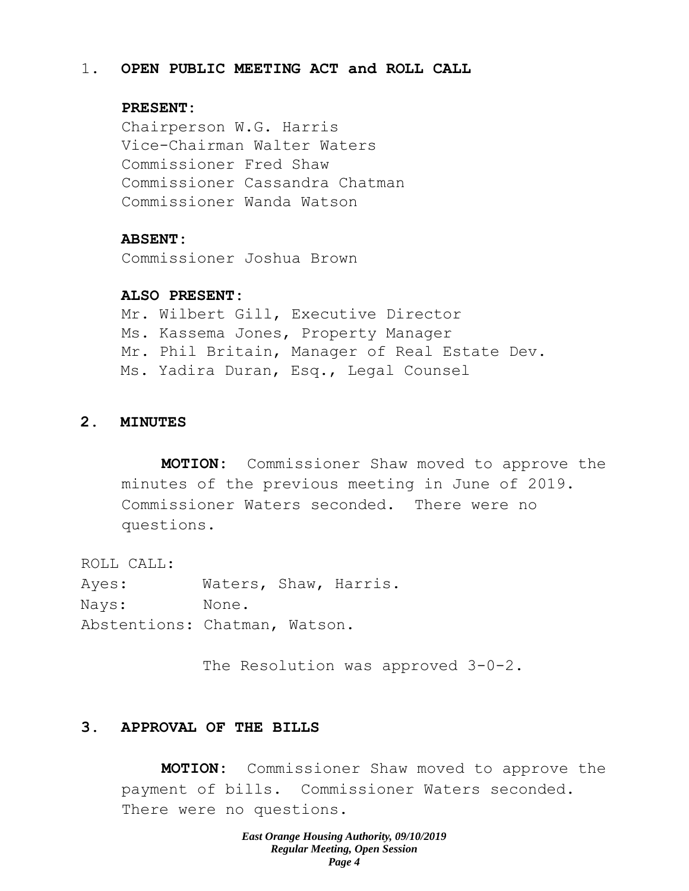## 1. OPEN PUBLIC MEETING ACT and ROLL CALL

**PRESENT:**

Chairperson W.G. Harris
Vice-Chairman Walter Waters
Commissioner Fred Shaw
Commissioner Cassandra Chatman
Commissioner Wanda Watson

**ABSENT:**

Commissioner Joshua Brown

**ALSO PRESENT:**

Mr. Wilbert Gill, Executive Director
Ms. Kassema Jones, Property Manager
Mr. Phil Britain, Manager of Real Estate Dev.
Ms. Yadira Duran, Esq., Legal Counsel

## 2. MINUTES

**MOTION:** Commissioner Shaw moved to approve the minutes of the previous meeting in June of 2019. Commissioner Waters seconded. There were no questions.

ROLL CALL:
Ayes: Waters, Shaw, Harris.
Nays: None.
Abstentions: Chatman, Watson.

The Resolution was approved 3-0-2.

## 3. APPROVAL OF THE BILLS

**MOTION:** Commissioner Shaw moved to approve the payment of bills. Commissioner Waters seconded. There were no questions.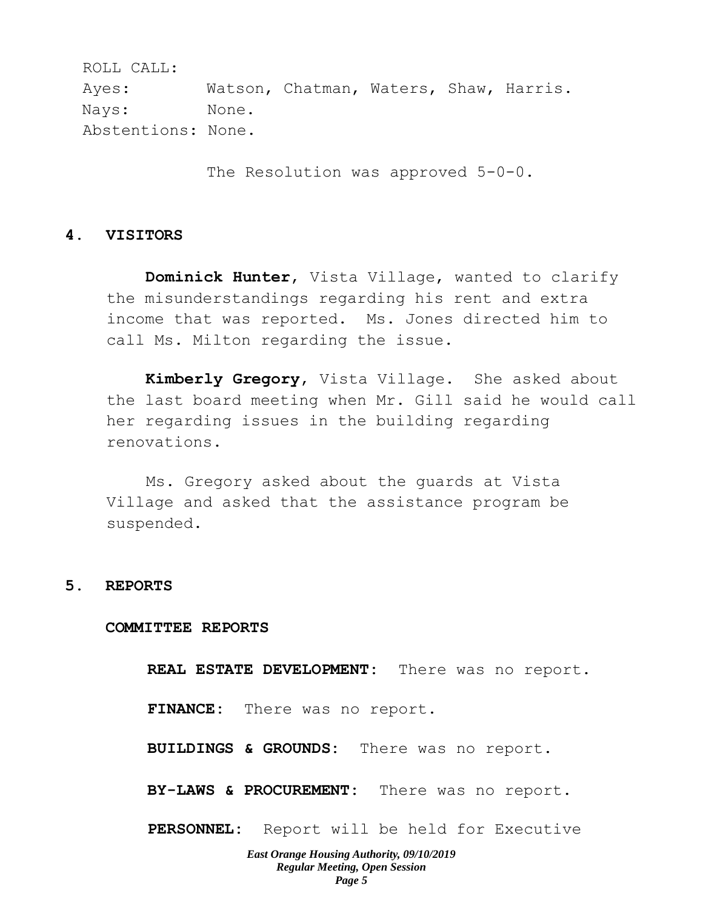ROLL CALL:
Ayes: Watson, Chatman, Waters, Shaw, Harris.
Nays: None.
Abstentions: None.

The Resolution was approved 5-0-0.

## 4. VISITORS

**Dominick Hunter**, Vista Village, wanted to clarify the misunderstandings regarding his rent and extra income that was reported. Ms. Jones directed him to call Ms. Milton regarding the issue.

**Kimberly Gregory**, Vista Village. She asked about the last board meeting when Mr. Gill said he would call her regarding issues in the building regarding renovations.

Ms. Gregory asked about the guards at Vista Village and asked that the assistance program be suspended.

## 5. REPORTS

### COMMITTEE REPORTS

**REAL ESTATE DEVELOPMENT:** There was no report.

**FINANCE:** There was no report.

**BUILDINGS & GROUNDS:** There was no report.

**BY-LAWS & PROCUREMENT:** There was no report.

**PERSONNEL:** Report will be held for Executive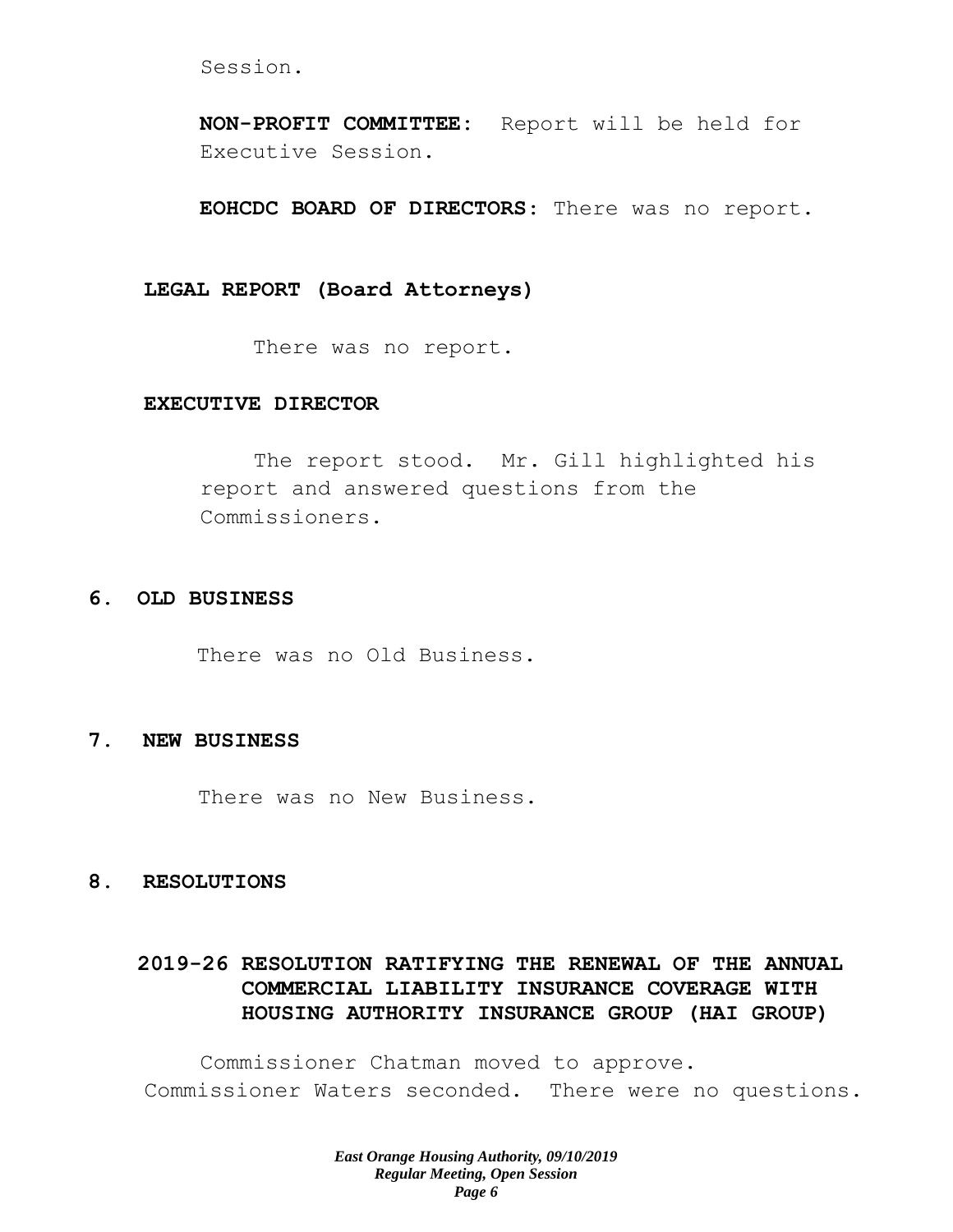Session.

**NON-PROFIT COMMITTEE:** Report will be held for Executive Session.

**EOHCDC BOARD OF DIRECTORS:** There was no report.

**LEGAL REPORT (Board Attorneys)**

There was no report.

**EXECUTIVE DIRECTOR**

The report stood. Mr. Gill highlighted his report and answered questions from the Commissioners.

## 6. OLD BUSINESS

There was no Old Business.

## 7. NEW BUSINESS

There was no New Business.

## 8. RESOLUTIONS

**2019-26 RESOLUTION RATIFYING THE RENEWAL OF THE ANNUAL COMMERCIAL LIABILITY INSURANCE COVERAGE WITH HOUSING AUTHORITY INSURANCE GROUP (HAI GROUP)**

Commissioner Chatman moved to approve. Commissioner Waters seconded. There were no questions.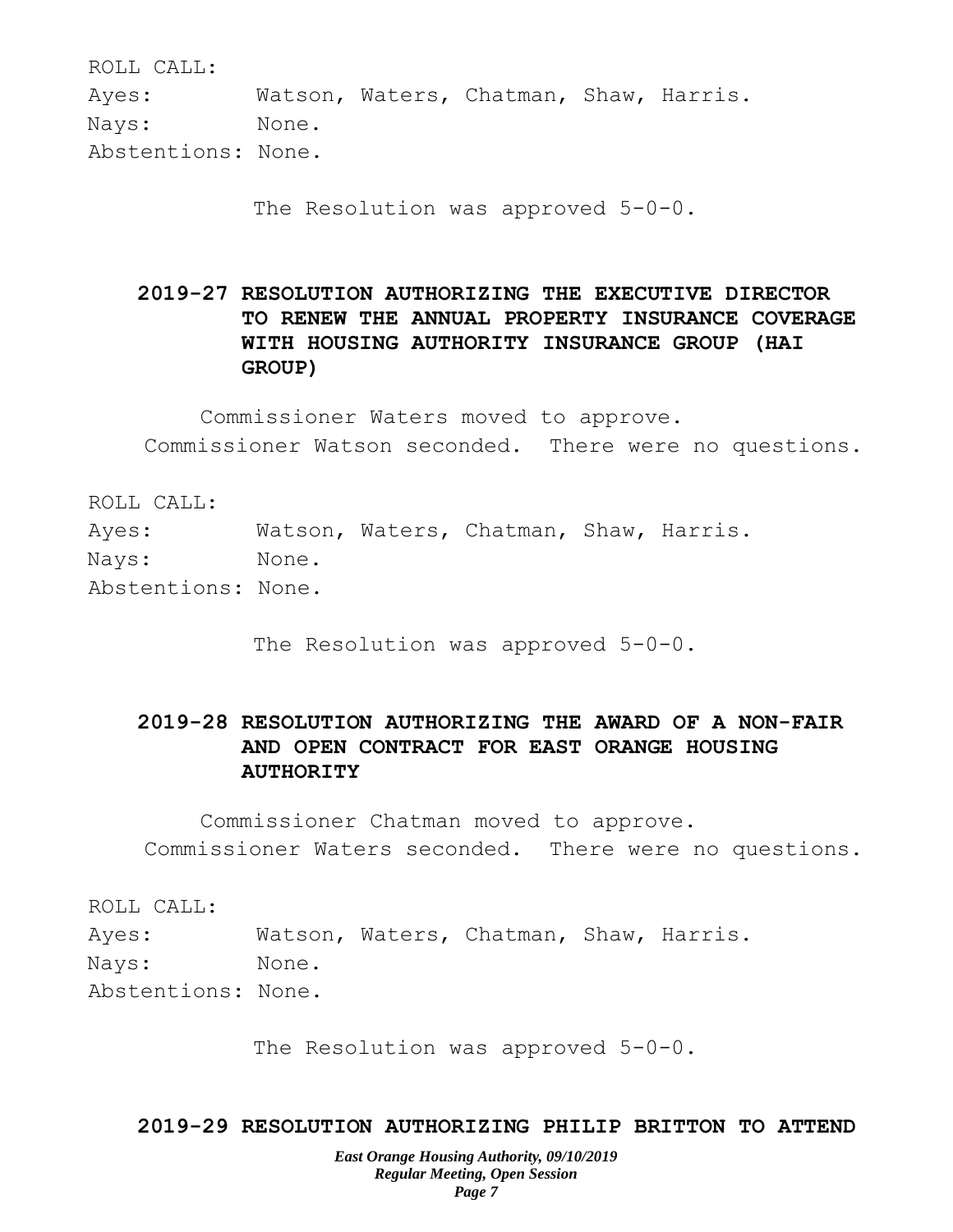ROLL CALL:
Ayes: Watson, Waters, Chatman, Shaw, Harris.
Nays: None.
Abstentions: None.

The Resolution was approved 5-0-0.

**2019-27 RESOLUTION AUTHORIZING THE EXECUTIVE DIRECTOR TO RENEW THE ANNUAL PROPERTY INSURANCE COVERAGE WITH HOUSING AUTHORITY INSURANCE GROUP (HAI GROUP)**

Commissioner Waters moved to approve. Commissioner Watson seconded. There were no questions.

ROLL CALL:
Ayes: Watson, Waters, Chatman, Shaw, Harris.
Nays: None.
Abstentions: None.

The Resolution was approved 5-0-0.

**2019-28 RESOLUTION AUTHORIZING THE AWARD OF A NON-FAIR AND OPEN CONTRACT FOR EAST ORANGE HOUSING AUTHORITY**

Commissioner Chatman moved to approve. Commissioner Waters seconded. There were no questions.

ROLL CALL:
Ayes: Watson, Waters, Chatman, Shaw, Harris.
Nays: None.
Abstentions: None.

The Resolution was approved 5-0-0.

**2019-29 RESOLUTION AUTHORIZING PHILIP BRITTON TO ATTEND**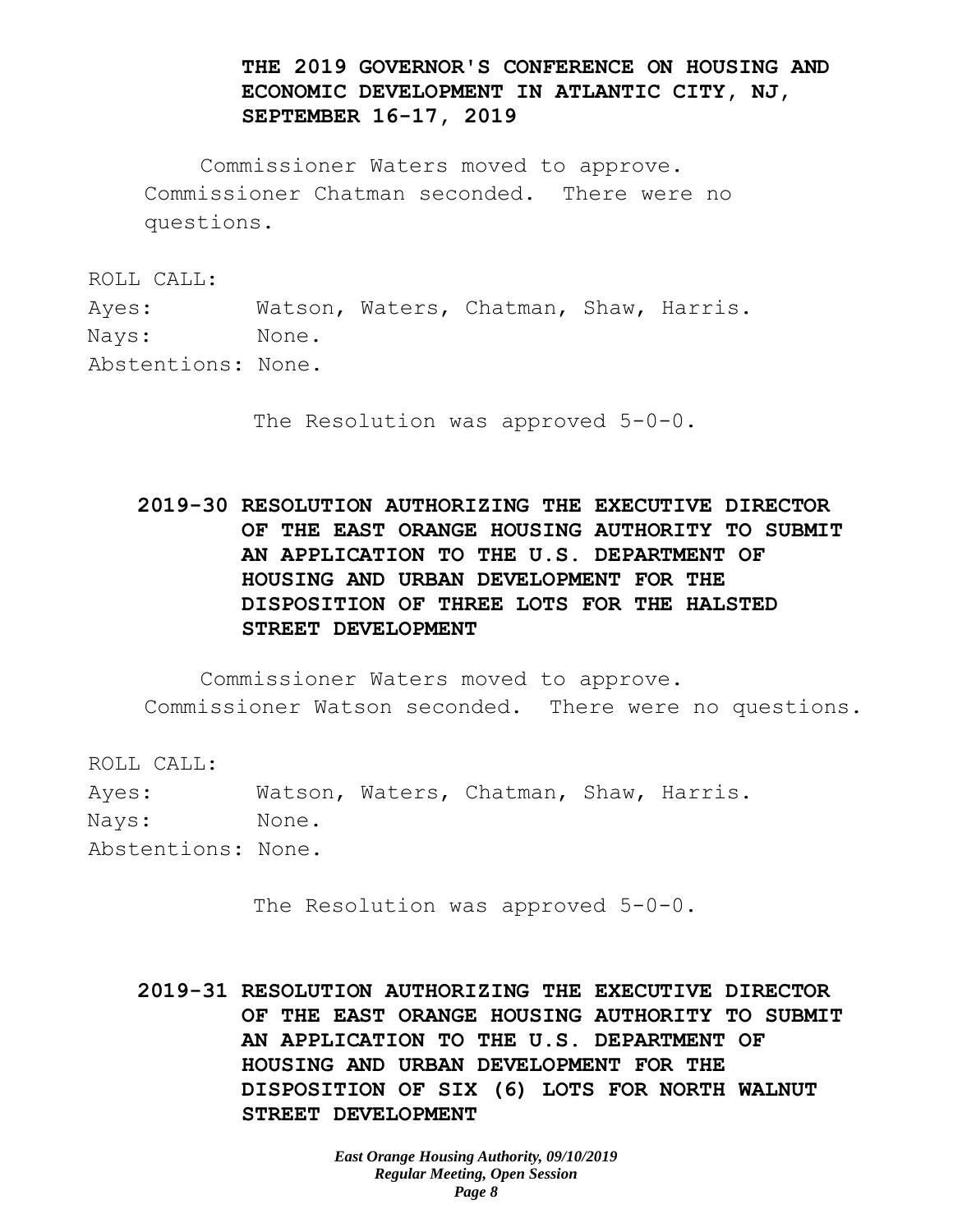**THE 2019 GOVERNOR'S CONFERENCE ON HOUSING AND ECONOMIC DEVELOPMENT IN ATLANTIC CITY, NJ, SEPTEMBER 16-17, 2019**

Commissioner Waters moved to approve. Commissioner Chatman seconded. There were no questions.

ROLL CALL:
Ayes: Watson, Waters, Chatman, Shaw, Harris.
Nays: None.
Abstentions: None.

The Resolution was approved 5-0-0.

**2019-30 RESOLUTION AUTHORIZING THE EXECUTIVE DIRECTOR OF THE EAST ORANGE HOUSING AUTHORITY TO SUBMIT AN APPLICATION TO THE U.S. DEPARTMENT OF HOUSING AND URBAN DEVELOPMENT FOR THE DISPOSITION OF THREE LOTS FOR THE HALSTED STREET DEVELOPMENT**

Commissioner Waters moved to approve. Commissioner Watson seconded. There were no questions.

ROLL CALL:
Ayes: Watson, Waters, Chatman, Shaw, Harris.
Nays: None.
Abstentions: None.

The Resolution was approved 5-0-0.

**2019-31 RESOLUTION AUTHORIZING THE EXECUTIVE DIRECTOR OF THE EAST ORANGE HOUSING AUTHORITY TO SUBMIT AN APPLICATION TO THE U.S. DEPARTMENT OF HOUSING AND URBAN DEVELOPMENT FOR THE DISPOSITION OF SIX (6) LOTS FOR NORTH WALNUT STREET DEVELOPMENT**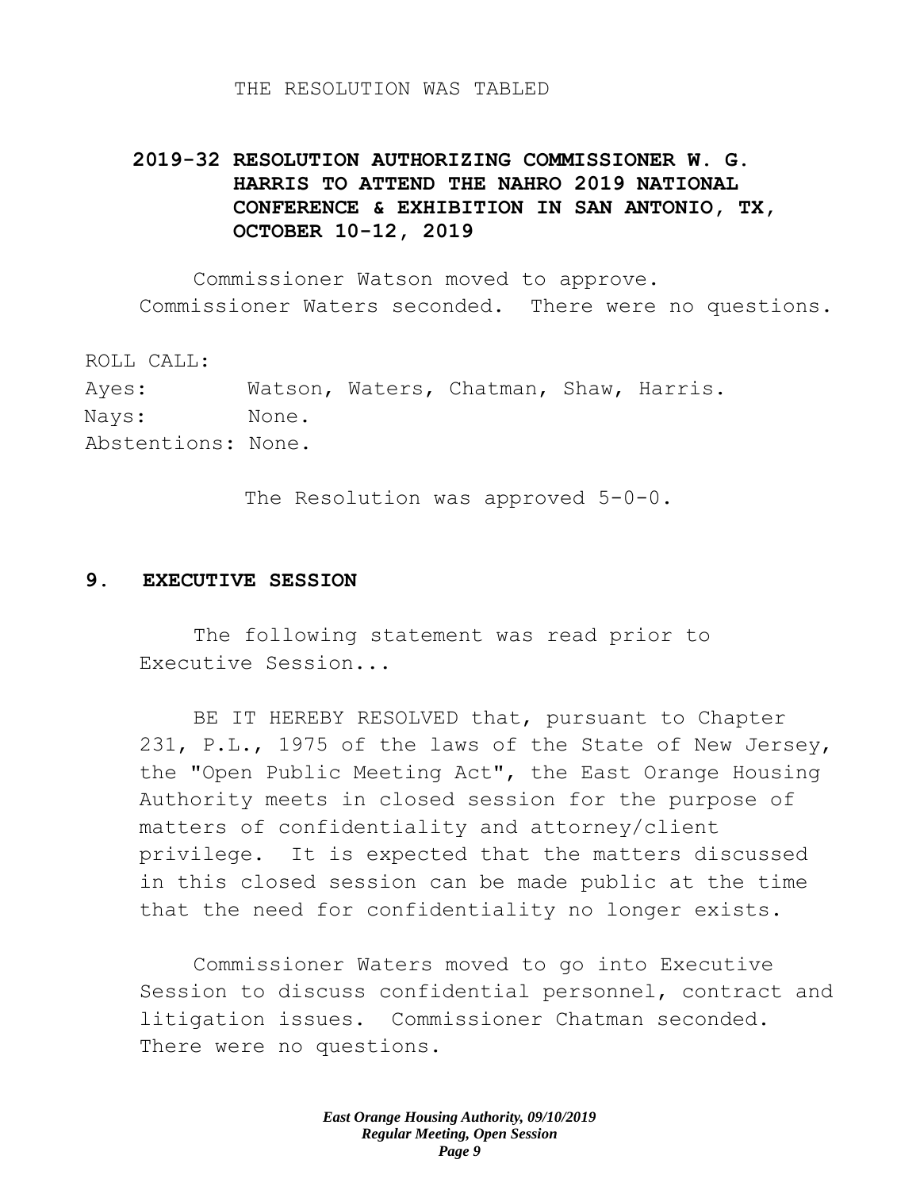THE RESOLUTION WAS TABLED

**2019-32 RESOLUTION AUTHORIZING COMMISSIONER W. G. HARRIS TO ATTEND THE NAHRO 2019 NATIONAL CONFERENCE & EXHIBITION IN SAN ANTONIO, TX, OCTOBER 10-12, 2019**

Commissioner Watson moved to approve. Commissioner Waters seconded. There were no questions.

ROLL CALL:
Ayes: Watson, Waters, Chatman, Shaw, Harris.
Nays: None.
Abstentions: None.

The Resolution was approved 5-0-0.

## 9. EXECUTIVE SESSION

The following statement was read prior to Executive Session...

BE IT HEREBY RESOLVED that, pursuant to Chapter 231, P.L., 1975 of the laws of the State of New Jersey, the "Open Public Meeting Act", the East Orange Housing Authority meets in closed session for the purpose of matters of confidentiality and attorney/client privilege. It is expected that the matters discussed in this closed session can be made public at the time that the need for confidentiality no longer exists.

Commissioner Waters moved to go into Executive Session to discuss confidential personnel, contract and litigation issues. Commissioner Chatman seconded. There were no questions.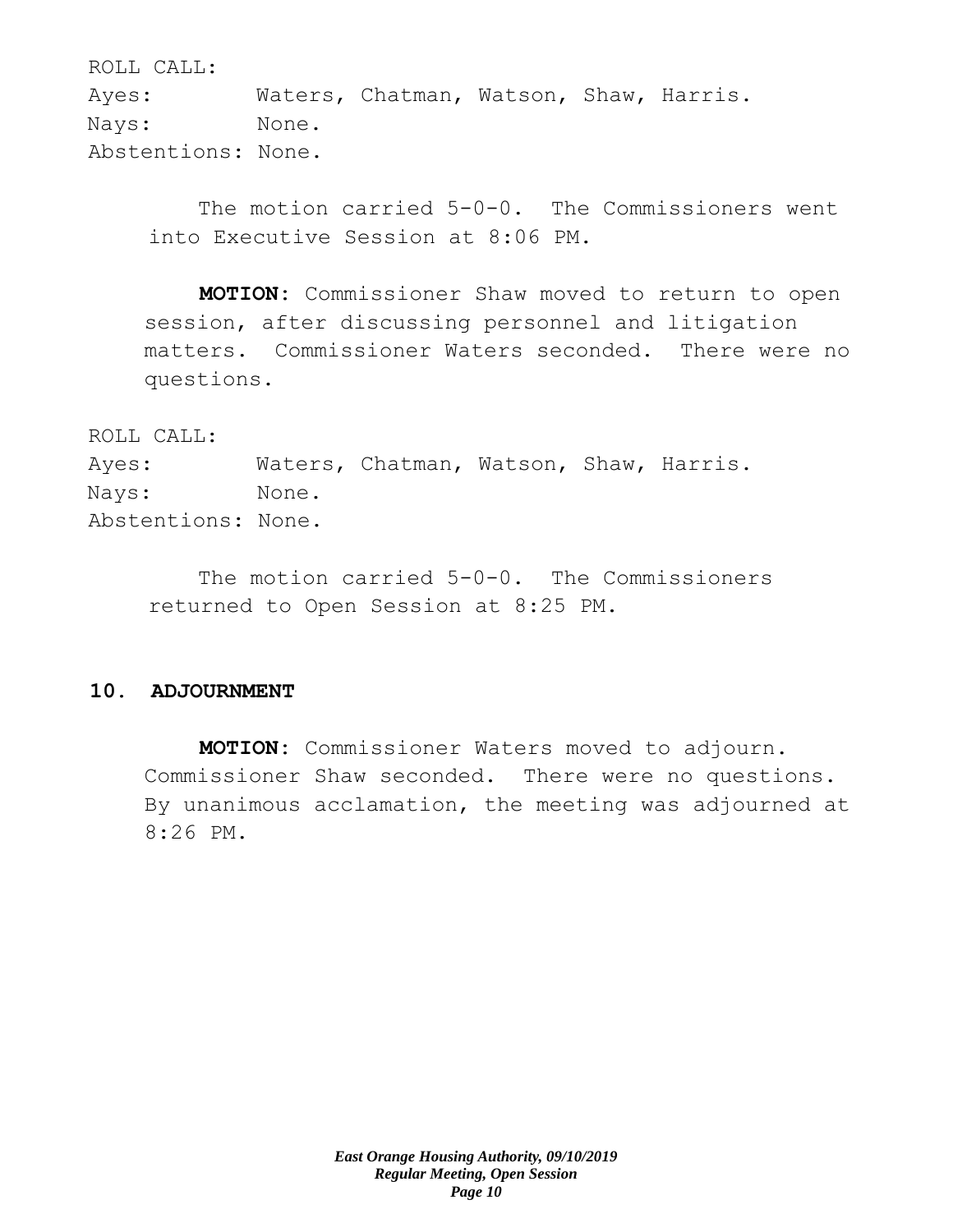ROLL CALL:
Ayes: Waters, Chatman, Watson, Shaw, Harris.
Nays: None.
Abstentions: None.

The motion carried 5-0-0. The Commissioners went into Executive Session at 8:06 PM.

**MOTION**: Commissioner Shaw moved to return to open session, after discussing personnel and litigation matters. Commissioner Waters seconded. There were no questions.

ROLL CALL:
Ayes: Waters, Chatman, Watson, Shaw, Harris.
Nays: None.
Abstentions: None.

The motion carried 5-0-0. The Commissioners returned to Open Session at 8:25 PM.

## 10. ADJOURNMENT

**MOTION**: Commissioner Waters moved to adjourn. Commissioner Shaw seconded. There were no questions. By unanimous acclamation, the meeting was adjourned at 8:26 PM.